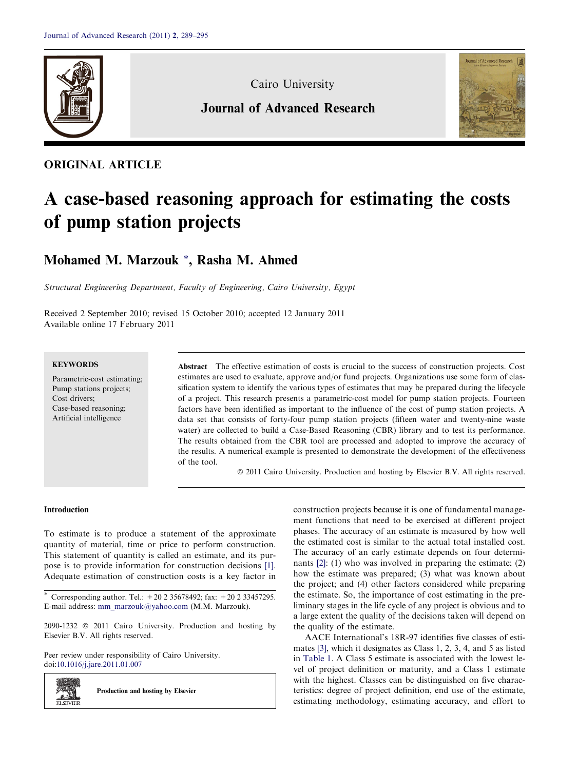Cairo University

Journal of Advanced Research

ORIGINAL ARTICLE

# A case-based reasoning approach for estimating the costs of pump station projects

## Mohamed M. Marzouk *, Rasha M. Ahmed

*Structural Engineering Department, Faculty of Engineering, Cairo University, Egypt*

Received 2 September 2010; revised 15 October 2010; accepted 12 January 2011
Available online 17 February 2011

**KEYWORDS**

Parametric-cost estimating;
Pump stations projects;
Cost drivers;
Case-based reasoning;
Artificial intelligence

**Abstract** The effective estimation of costs is crucial to the success of construction projects. Cost estimates are used to evaluate, approve and/or fund projects. Organizations use some form of classification system to identify the various types of estimates that may be prepared during the lifecycle of a project. This research presents a parametric-cost model for pump station projects. Fourteen factors have been identified as important to the influence of the cost of pump station projects. A data set that consists of forty-four pump station projects (fifteen water and twenty-nine waste water) are collected to build a Case-Based Reasoning (CBR) library and to test its performance. The results obtained from the CBR tool are processed and adopted to improve the accuracy of the results. A numerical example is presented to demonstrate the development of the effectiveness of the tool.

© 2011 Cairo University. Production and hosting by Elsevier B.V. All rights reserved.

### Introduction

To estimate is to produce a statement of the approximate quantity of material, time or price to perform construction. This statement of quantity is called an estimate, and its purpose is to provide information for construction decisions [1]. Adequate estimation of construction costs is a key factor in construction projects because it is one of fundamental management functions that need to be exercised at different project phases. The accuracy of an estimate is measured by how well the estimated cost is similar to the actual total installed cost. The accuracy of an early estimate depends on four determinants [2]: (1) who was involved in preparing the estimate; (2) how the estimate was prepared; (3) what was known about the project; and (4) other factors considered while preparing the estimate. So, the importance of cost estimating in the preliminary stages in the life cycle of any project is obvious and to a large extent the quality of the decisions taken will depend on the quality of the estimate.

AACE International's 18R-97 identifies five classes of estimates [3], which it designates as Class 1, 2, 3, 4, and 5 as listed in Table 1. A Class 5 estimate is associated with the lowest level of project definition or maturity, and a Class 1 estimate with the highest. Classes can be distinguished on five characteristics: degree of project definition, end use of the estimate, estimating methodology, estimating accuracy, and effort to

* Corresponding author. Tel.: +20 2 35678492; fax: +20 2 33457295.
E-mail address: mm_marzouk@yahoo.com (M.M. Marzouk).

2090-1232 © 2011 Cairo University. Production and hosting by Elsevier B.V. All rights reserved.

Peer review under responsibility of Cairo University.
doi:10.1016/j.jare.2011.01.007

Production and hosting by Elsevier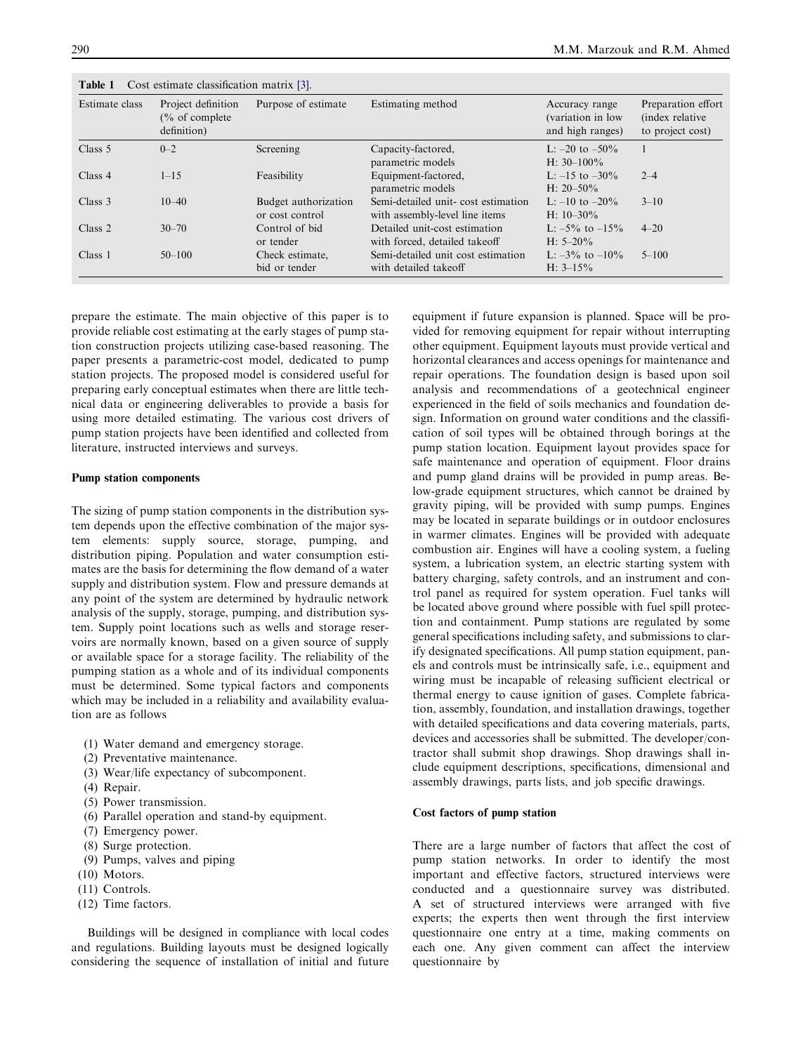**Table 1** Cost estimate classification matrix [3].

| Estimate class | Project definition (% of complete definition) | Purpose of estimate | Estimating method | Accuracy range (variation in low and high ranges) | Preparation effort (index relative to project cost) |
|---|---|---|---|---|---|
| Class 5 | 0–2 | Screening | Capacity-factored, parametric models | L: –20 to –50% H: 30–100% | 1 |
| Class 4 | 1–15 | Feasibility | Equipment-factored, parametric models | L: –15 to –30% H: 20–50% | 2–4 |
| Class 3 | 10–40 | Budget authorization or cost control | Semi-detailed unit- cost estimation with assembly-level line items | L: –10 to –20% H: 10–30% | 3–10 |
| Class 2 | 30–70 | Control of bid or tender | Detailed unit-cost estimation with forced, detailed takeoff | L: –5% to –15% H: 5–20% | 4–20 |
| Class 1 | 50–100 | Check estimate, bid or tender | Semi-detailed unit cost estimation with detailed takeoff | L: –3% to –10% H: 3–15% | 5–100 |

prepare the estimate. The main objective of this paper is to provide reliable cost estimating at the early stages of pump station construction projects utilizing case-based reasoning. The paper presents a parametric-cost model, dedicated to pump station projects. The proposed model is considered useful for preparing early conceptual estimates when there are little technical data or engineering deliverables to provide a basis for using more detailed estimating. The various cost drivers of pump station projects have been identified and collected from literature, instructed interviews and surveys.

**Pump station components**

The sizing of pump station components in the distribution system depends upon the effective combination of the major system elements: supply source, storage, pumping, and distribution piping. Population and water consumption estimates are the basis for determining the flow demand of a water supply and distribution system. Flow and pressure demands at any point of the system are determined by hydraulic network analysis of the supply, storage, pumping, and distribution system. Supply point locations such as wells and storage reservoirs are normally known, based on a given source of supply or available space for a storage facility. The reliability of the pumping station as a whole and of its individual components must be determined. Some typical factors and components which may be included in a reliability and availability evaluation are as follows

(1) Water demand and emergency storage.
(2) Preventative maintenance.
(3) Wear/life expectancy of subcomponent.
(4) Repair.
(5) Power transmission.
(6) Parallel operation and stand-by equipment.
(7) Emergency power.
(8) Surge protection.
(9) Pumps, valves and piping
(10) Motors.
(11) Controls.
(12) Time factors.

Buildings will be designed in compliance with local codes and regulations. Building layouts must be designed logically considering the sequence of installation of initial and future equipment if future expansion is planned. Space will be provided for removing equipment for repair without interrupting other equipment. Equipment layouts must provide vertical and horizontal clearances and access openings for maintenance and repair operations. The foundation design is based upon soil analysis and recommendations of a geotechnical engineer experienced in the field of soils mechanics and foundation design. Information on ground water conditions and the classification of soil types will be obtained through borings at the pump station location. Equipment layout provides space for safe maintenance and operation of equipment. Floor drains and pump gland drains will be provided in pump areas. Below-grade equipment structures, which cannot be drained by gravity piping, will be provided with sump pumps. Engines may be located in separate buildings or in outdoor enclosures in warmer climates. Engines will be provided with adequate combustion air. Engines will have a cooling system, a fueling system, a lubrication system, an electric starting system with battery charging, safety controls, and an instrument and control panel as required for system operation. Fuel tanks will be located above ground where possible with fuel spill protection and containment. Pump stations are regulated by some general specifications including safety, and submissions to clarify designated specifications. All pump station equipment, panels and controls must be intrinsically safe, i.e., equipment and wiring must be incapable of releasing sufficient electrical or thermal energy to cause ignition of gases. Complete fabrication, assembly, foundation, and installation drawings, together with detailed specifications and data covering materials, parts, devices and accessories shall be submitted. The developer/contractor shall submit shop drawings. Shop drawings shall include equipment descriptions, specifications, dimensional and assembly drawings, parts lists, and job specific drawings.

**Cost factors of pump station**

There are a large number of factors that affect the cost of pump station networks. In order to identify the most important and effective factors, structured interviews were conducted and a questionnaire survey was distributed. A set of structured interviews were arranged with five experts; the experts then went through the first interview questionnaire one entry at a time, making comments on each one. Any given comment can affect the interview questionnaire by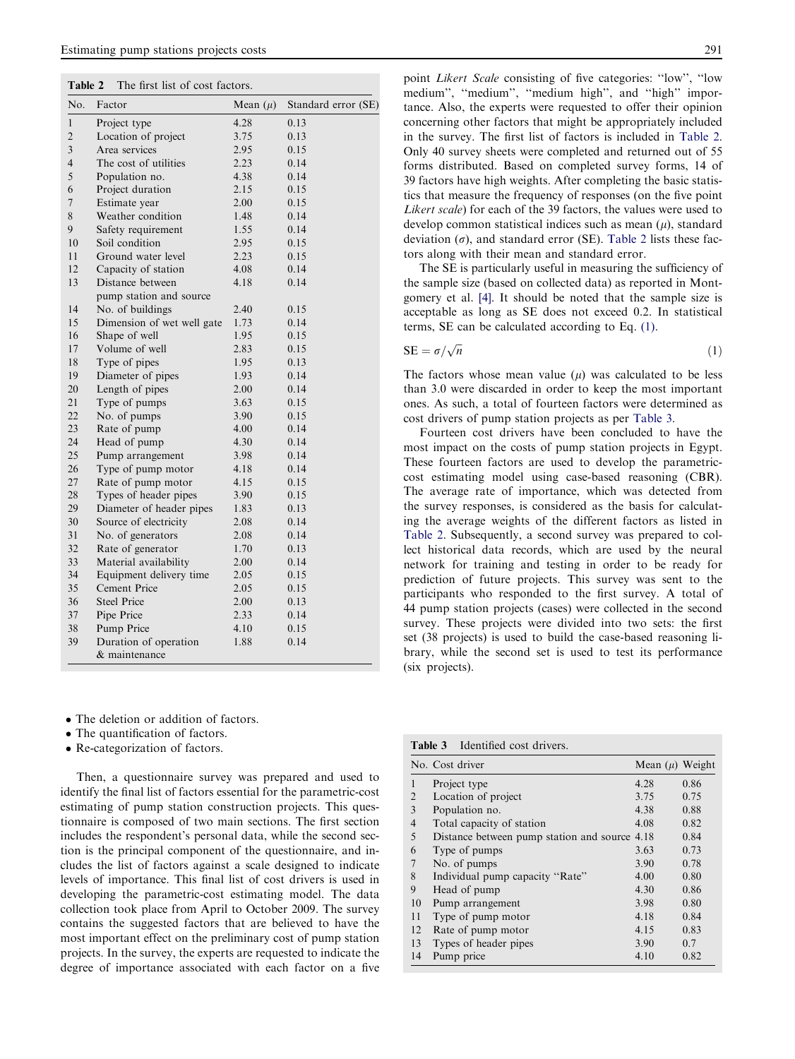**Table 2** The first list of cost factors.

| No. | Factor | Mean ($\mu$) | Standard error (SE) |
|---|---|---|---|
| 1 | Project type | 4.28 | 0.13 |
| 2 | Location of project | 3.75 | 0.13 |
| 3 | Area services | 2.95 | 0.15 |
| 4 | The cost of utilities | 2.23 | 0.14 |
| 5 | Population no. | 4.38 | 0.14 |
| 6 | Project duration | 2.15 | 0.15 |
| 7 | Estimate year | 2.00 | 0.15 |
| 8 | Weather condition | 1.48 | 0.14 |
| 9 | Safety requirement | 1.55 | 0.14 |
| 10 | Soil condition | 2.95 | 0.15 |
| 11 | Ground water level | 2.23 | 0.15 |
| 12 | Capacity of station | 4.08 | 0.14 |
| 13 | Distance between pump station and source | 4.18 | 0.14 |
| 14 | No. of buildings | 2.40 | 0.15 |
| 15 | Dimension of wet well gate | 1.73 | 0.14 |
| 16 | Shape of well | 1.95 | 0.15 |
| 17 | Volume of well | 2.83 | 0.15 |
| 18 | Type of pipes | 1.95 | 0.13 |
| 19 | Diameter of pipes | 1.93 | 0.14 |
| 20 | Length of pipes | 2.00 | 0.14 |
| 21 | Type of pumps | 3.63 | 0.15 |
| 22 | No. of pumps | 3.90 | 0.15 |
| 23 | Rate of pump | 4.00 | 0.14 |
| 24 | Head of pump | 4.30 | 0.14 |
| 25 | Pump arrangement | 3.98 | 0.14 |
| 26 | Type of pump motor | 4.18 | 0.14 |
| 27 | Rate of pump motor | 4.15 | 0.15 |
| 28 | Types of header pipes | 3.90 | 0.15 |
| 29 | Diameter of header pipes | 1.83 | 0.13 |
| 30 | Source of electricity | 2.08 | 0.14 |
| 31 | No. of generators | 2.08 | 0.14 |
| 32 | Rate of generator | 1.70 | 0.13 |
| 33 | Material availability | 2.00 | 0.14 |
| 34 | Equipment delivery time | 2.05 | 0.15 |
| 35 | Cement Price | 2.05 | 0.15 |
| 36 | Steel Price | 2.00 | 0.13 |
| 37 | Pipe Price | 2.33 | 0.14 |
| 38 | Pump Price | 4.10 | 0.15 |
| 39 | Duration of operation & maintenance | 1.88 | 0.14 |

- The deletion or addition of factors.
- The quantification of factors.
- Re-categorization of factors.

Then, a questionnaire survey was prepared and used to identify the final list of factors essential for the parametric-cost estimating of pump station construction projects. This questionnaire is composed of two main sections. The first section includes the respondent's personal data, while the second section is the principal component of the questionnaire, and includes the list of factors against a scale designed to indicate levels of importance. This final list of cost drivers is used in developing the parametric-cost estimating model. The data collection took place from April to October 2009. The survey contains the suggested factors that are believed to have the most important effect on the preliminary cost of pump station projects. In the survey, the experts are requested to indicate the degree of importance associated with each factor on a five point *Likert Scale* consisting of five categories: "low", "low medium", "medium", "medium high", and "high" importance. Also, the experts were requested to offer their opinion concerning other factors that might be appropriately included in the survey. The first list of factors is included in Table 2. Only 40 survey sheets were completed and returned out of 55 forms distributed. Based on completed survey forms, 14 of 39 factors have high weights. After completing the basic statistics that measure the frequency of responses (on the five point *Likert scale*) for each of the 39 factors, the values were used to develop common statistical indices such as mean ($\mu$), standard deviation ($\sigma$), and standard error (SE). Table 2 lists these factors along with their mean and standard error.

The SE is particularly useful in measuring the sufficiency of the sample size (based on collected data) as reported in Montgomery et al. [4]. It should be noted that the sample size is acceptable as long as SE does not exceed 0.2. In statistical terms, SE can be calculated according to Eq. (1).

$$\mathrm{SE} = \sigma/\sqrt{n} \tag{1}$$

The factors whose mean value ($\mu$) was calculated to be less than 3.0 were discarded in order to keep the most important ones. As such, a total of fourteen factors were determined as cost drivers of pump station projects as per Table 3.

Fourteen cost drivers have been concluded to have the most impact on the costs of pump station projects in Egypt. These fourteen factors are used to develop the parametric-cost estimating model using case-based reasoning (CBR). The average rate of importance, which was detected from the survey responses, is considered as the basis for calculating the average weights of the different factors as listed in Table 2. Subsequently, a second survey was prepared to collect historical data records, which are used by the neural network for training and testing in order to be ready for prediction of future projects. This survey was sent to the participants who responded to the first survey. A total of 44 pump station projects (cases) were collected in the second survey. These projects were divided into two sets: the first set (38 projects) is used to build the case-based reasoning library, while the second set is used to test its performance (six projects).

**Table 3** Identified cost drivers.

| No. | Cost driver | Mean ($\mu$) | Weight |
|---|---|---|---|
| 1 | Project type | 4.28 | 0.86 |
| 2 | Location of project | 3.75 | 0.75 |
| 3 | Population no. | 4.38 | 0.88 |
| 4 | Total capacity of station | 4.08 | 0.82 |
| 5 | Distance between pump station and source | 4.18 | 0.84 |
| 6 | Type of pumps | 3.63 | 0.73 |
| 7 | No. of pumps | 3.90 | 0.78 |
| 8 | Individual pump capacity "Rate" | 4.00 | 0.80 |
| 9 | Head of pump | 4.30 | 0.86 |
| 10 | Pump arrangement | 3.98 | 0.80 |
| 11 | Type of pump motor | 4.18 | 0.84 |
| 12 | Rate of pump motor | 4.15 | 0.83 |
| 13 | Types of header pipes | 3.90 | 0.7 |
| 14 | Pump price | 4.10 | 0.82 |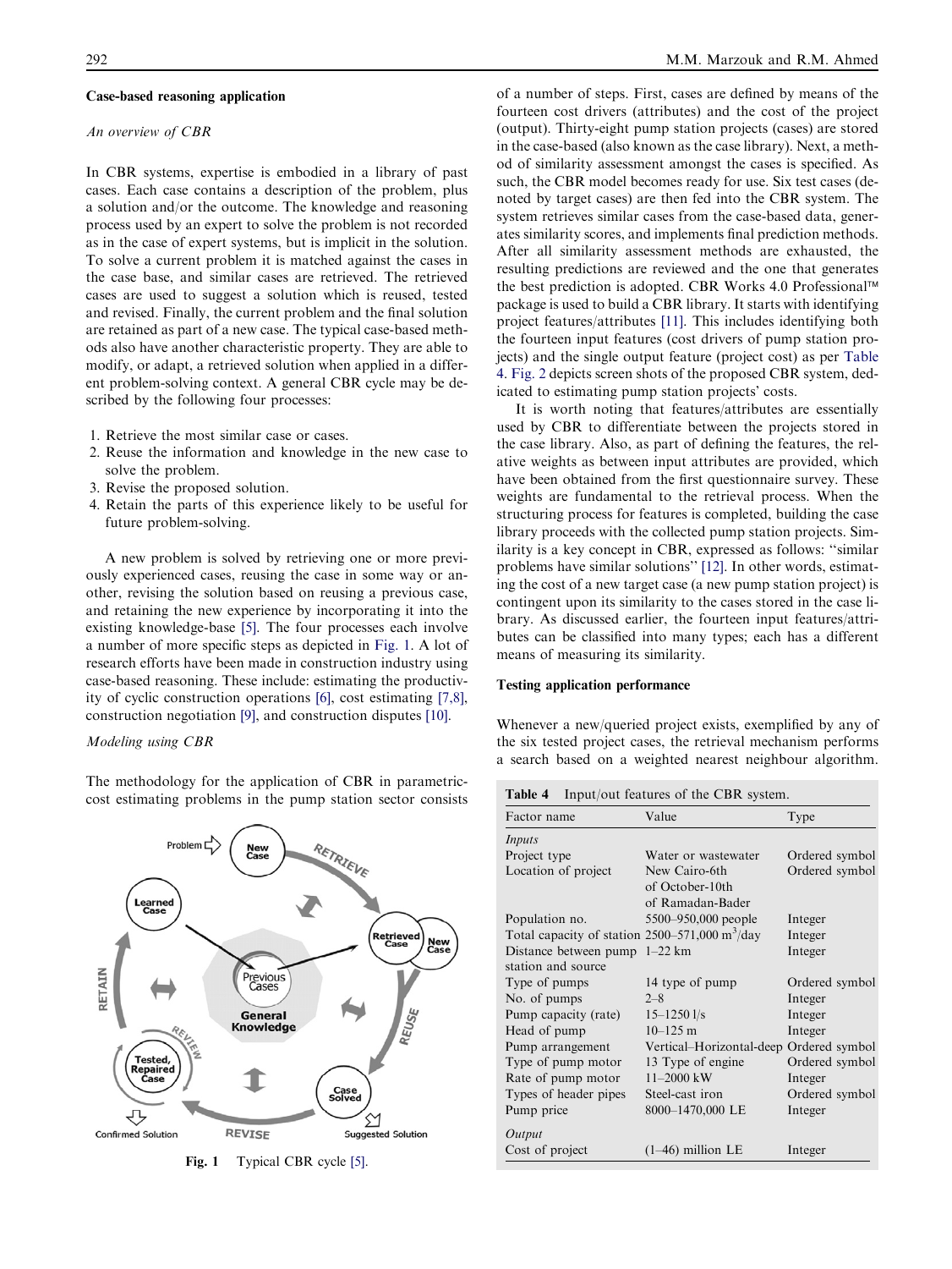### Case-based reasoning application

*An overview of CBR*

In CBR systems, expertise is embodied in a library of past cases. Each case contains a description of the problem, plus a solution and/or the outcome. The knowledge and reasoning process used by an expert to solve the problem is not recorded as in the case of expert systems, but is implicit in the solution. To solve a current problem it is matched against the cases in the case base, and similar cases are retrieved. The retrieved cases are used to suggest a solution which is reused, tested and revised. Finally, the current problem and the final solution are retained as part of a new case. The typical case-based methods also have another characteristic property. They are able to modify, or adapt, a retrieved solution when applied in a different problem-solving context. A general CBR cycle may be described by the following four processes:

1. Retrieve the most similar case or cases.
2. Reuse the information and knowledge in the new case to solve the problem.
3. Revise the proposed solution.
4. Retain the parts of this experience likely to be useful for future problem-solving.

A new problem is solved by retrieving one or more previously experienced cases, reusing the case in some way or another, revising the solution based on reusing a previous case, and retaining the new experience by incorporating it into the existing knowledge-base [5]. The four processes each involve a number of more specific steps as depicted in Fig. 1. A lot of research efforts have been made in construction industry using case-based reasoning. These include: estimating the productivity of cyclic construction operations [6], cost estimating [7,8], construction negotiation [9], and construction disputes [10].

*Modeling using CBR*

The methodology for the application of CBR in parametric-cost estimating problems in the pump station sector consists of a number of steps. First, cases are defined by means of the fourteen cost drivers (attributes) and the cost of the project (output). Thirty-eight pump station projects (cases) are stored in the case-based (also known as the case library). Next, a method of similarity assessment amongst the cases is specified. As such, the CBR model becomes ready for use. Six test cases (denoted by target cases) are then fed into the CBR system. The system retrieves similar cases from the case-based data, generates similarity scores, and implements final prediction methods. After all similarity assessment methods are exhausted, the resulting predictions are reviewed and the one that generates the best prediction is adopted. CBR Works 4.0 Professional™ package is used to build a CBR library. It starts with identifying project features/attributes [11]. This includes identifying both the fourteen input features (cost drivers of pump station projects) and the single output feature (project cost) as per Table 4. Fig. 2 depicts screen shots of the proposed CBR system, dedicated to estimating pump station projects' costs.

Fig. 1 Typical CBR cycle [5].

It is worth noting that features/attributes are essentially used by CBR to differentiate between the projects stored in the case library. Also, as part of defining the features, the relative weights as between input attributes are provided, which have been obtained from the first questionnaire survey. These weights are fundamental to the retrieval process. When the structuring process for features is completed, building the case library proceeds with the collected pump station projects. Similarity is a key concept in CBR, expressed as follows: "similar problems have similar solutions" [12]. In other words, estimating the cost of a new target case (a new pump station project) is contingent upon its similarity to the cases stored in the case library. As discussed earlier, the fourteen input features/attributes can be classified into many types; each has a different means of measuring its similarity.

### Testing application performance

Whenever a new/queried project exists, exemplified by any of the six tested project cases, the retrieval mechanism performs a search based on a weighted nearest neighbour algorithm.

**Table 4** Input/out features of the CBR system.

| Factor name | Value | Type |
|---|---|---|
| *Inputs* | | |
| Project type | Water or wastewater | Ordered symbol |
| Location of project | New Cairo-6th of October-10th of Ramadan-Bader | Ordered symbol |
| Population no. | 5500–950,000 people | Integer |
| Total capacity of station | 2500–571,000 $m^3$/day | Integer |
| Distance between pump station and source | 1–22 km | Integer |
| Type of pumps | 14 type of pump | Ordered symbol |
| No. of pumps | 2–8 | Integer |
| Pump capacity (rate) | 15–1250 l/s | Integer |
| Head of pump | 10–125 m | Integer |
| Pump arrangement | Vertical–Horizontal-deep | Ordered symbol |
| Type of pump motor | 13 Type of engine | Ordered symbol |
| Rate of pump motor | 11–2000 kW | Integer |
| Types of header pipes | Steel-cast iron | Ordered symbol |
| Pump price | 8000–1470,000 LE | Integer |
| *Output* | | |
| Cost of project | (1–46) million LE | Integer |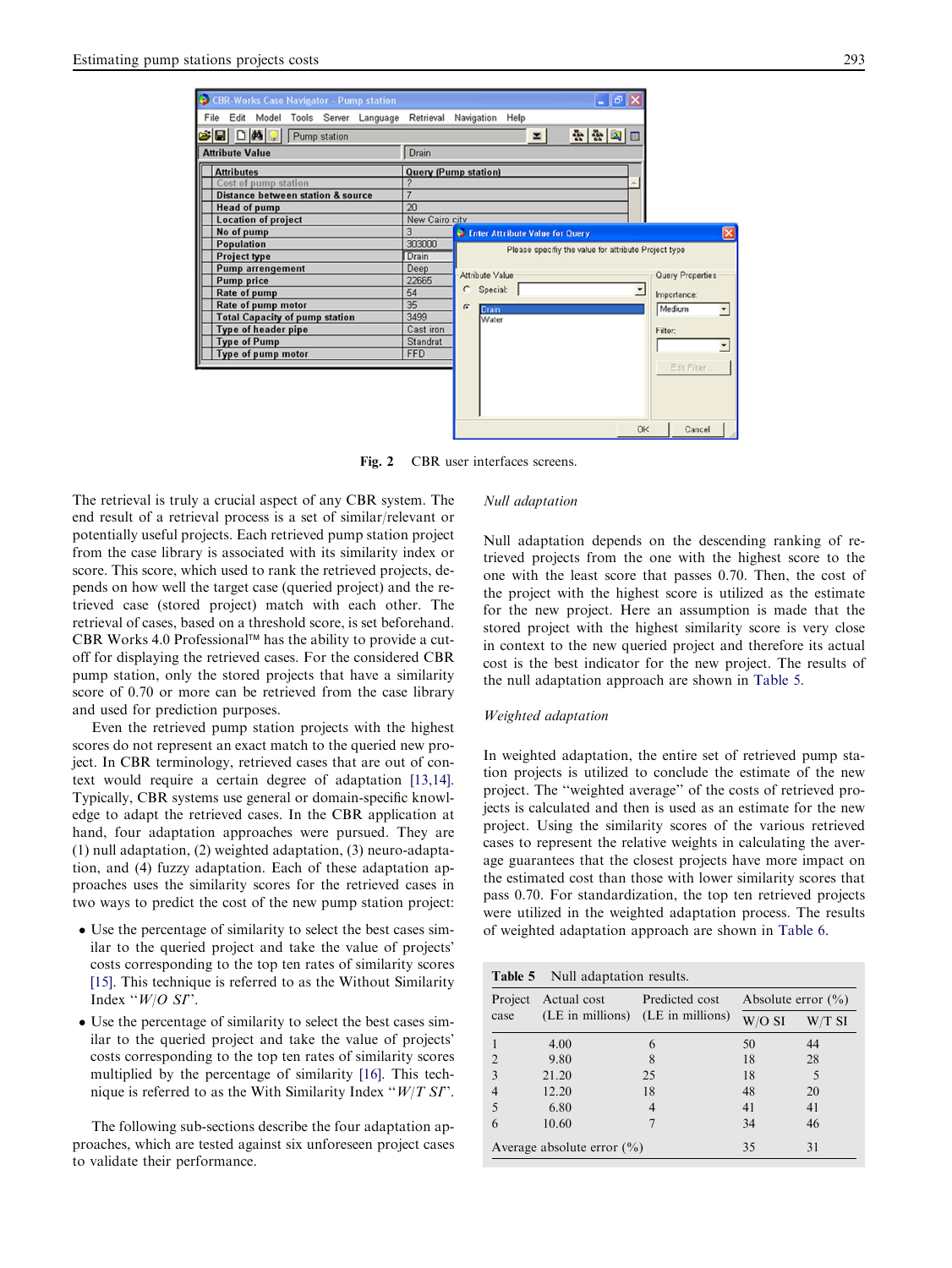Fig. 2 CBR user interfaces screens.

The retrieval is truly a crucial aspect of any CBR system. The end result of a retrieval process is a set of similar/relevant or potentially useful projects. Each retrieved pump station project from the case library is associated with its similarity index or score. This score, which used to rank the retrieved projects, depends on how well the target case (queried project) and the retrieved case (stored project) match with each other. The retrieval of cases, based on a threshold score, is set beforehand. CBR Works 4.0 Professional™ has the ability to provide a cutoff for displaying the retrieved cases. For the considered CBR pump station, only the stored projects that have a similarity score of 0.70 or more can be retrieved from the case library and used for prediction purposes.

Even the retrieved pump station projects with the highest scores do not represent an exact match to the queried new project. In CBR terminology, retrieved cases that are out of context would require a certain degree of adaptation [13,14]. Typically, CBR systems use general or domain-specific knowledge to adapt the retrieved cases. In the CBR application at hand, four adaptation approaches were pursued. They are (1) null adaptation, (2) weighted adaptation, (3) neuro-adaptation, and (4) fuzzy adaptation. Each of these adaptation approaches uses the similarity scores for the retrieved cases in two ways to predict the cost of the new pump station project:

- Use the percentage of similarity to select the best cases similar to the queried project and take the value of projects' costs corresponding to the top ten rates of similarity scores [15]. This technique is referred to as the Without Similarity Index "*W/O SI*".
- Use the percentage of similarity to select the best cases similar to the queried project and take the value of projects' costs corresponding to the top ten rates of similarity scores multiplied by the percentage of similarity [16]. This technique is referred to as the With Similarity Index "*W/T SI*".

The following sub-sections describe the four adaptation approaches, which are tested against six unforeseen project cases to validate their performance.

*Null adaptation*

Null adaptation depends on the descending ranking of retrieved projects from the one with the highest score to the one with the least score that passes 0.70. Then, the cost of the project with the highest score is utilized as the estimate for the new project. Here an assumption is made that the stored project with the highest similarity score is very close in context to the new queried project and therefore its actual cost is the best indicator for the new project. The results of the null adaptation approach are shown in Table 5.

*Weighted adaptation*

In weighted adaptation, the entire set of retrieved pump station projects is utilized to conclude the estimate of the new project. The "weighted average" of the costs of retrieved projects is calculated and then is used as an estimate for the new project. Using the similarity scores of the various retrieved cases to represent the relative weights in calculating the average guarantees that the closest projects have more impact on the estimated cost than those with lower similarity scores that pass 0.70. For standardization, the top ten retrieved projects were utilized in the weighted adaptation process. The results of weighted adaptation approach are shown in Table 6.

**Table 5** Null adaptation results.

| Project case | Actual cost (LE in millions) | Predicted cost (LE in millions) | Absolute error (%) | |
|---|---|---|---|---|
| | | | W/O SI | W/T SI |
| 1 | 4.00 | 6 | 50 | 44 |
| 2 | 9.80 | 8 | 18 | 28 |
| 3 | 21.20 | 25 | 18 | 5 |
| 4 | 12.20 | 18 | 48 | 20 |
| 5 | 6.80 | 4 | 41 | 41 |
| 6 | 10.60 | 7 | 34 | 46 |
| Average absolute error (%) | | | 35 | 31 |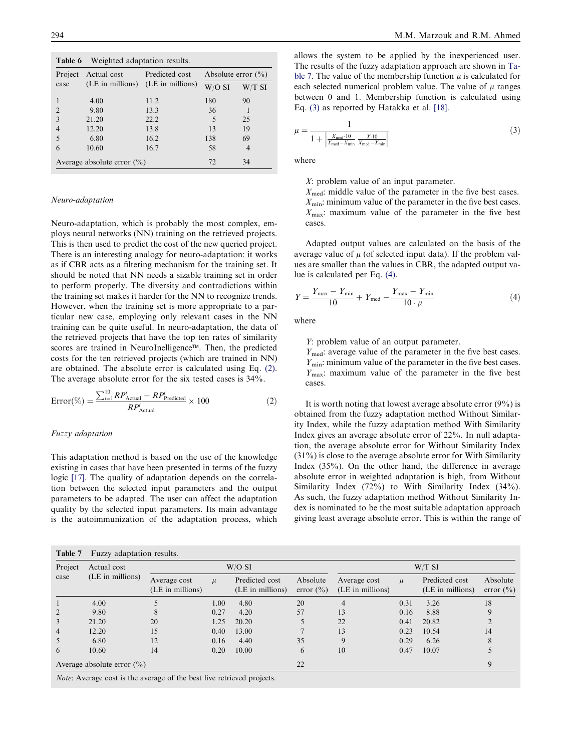**Table 6** Weighted adaptation results.

| Project case | Actual cost (LE in millions) | Predicted cost (LE in millions) | Absolute error (%) | |
|---|---|---|---|---|
| | | | W/O SI | W/T SI |
| 1 | 4.00 | 11.2 | 180 | 90 |
| 2 | 9.80 | 13.3 | 36 | 1 |
| 3 | 21.20 | 22.2 | 5 | 25 |
| 4 | 12.20 | 13.8 | 13 | 19 |
| 5 | 6.80 | 16.2 | 138 | 69 |
| 6 | 10.60 | 16.7 | 58 | 4 |
| Average absolute error (%) | | | 72 | 34 |

*Neuro-adaptation*

Neuro-adaptation, which is probably the most complex, employs neural networks (NN) training on the retrieved projects. This is then used to predict the cost of the new queried project. There is an interesting analogy for neuro-adaptation: it works as if CBR acts as a filtering mechanism for the training set. It should be noted that NN needs a sizable training set in order to perform properly. The diversity and contradictions within the training set makes it harder for the NN to recognize trends. However, when the training set is more appropriate to a particular new case, employing only relevant cases in the NN training can be quite useful. In neuro-adaptation, the data of the retrieved projects that have the top ten rates of similarity scores are trained in NeuroInelligence™. Then, the predicted costs for the ten retrieved projects (which are trained in NN) are obtained. The absolute error is calculated using Eq. (2). The average absolute error for the six tested cases is 34%.

$$\text{Error}(\%) = \frac{\sum_{i=1}^{10} RP^{i}_{\text{Actual}} - RP^{i}_{\text{Predicted}}}{RP^{i}_{\text{Actual}}} \times 100 \tag{2}$$

*Fuzzy adaptation*

This adaptation method is based on the use of the knowledge existing in cases that have been presented in terms of the fuzzy logic [17]. The quality of adaptation depends on the correlation between the selected input parameters and the output parameters to be adapted. The user can affect the adaptation quality by the selected input parameters. Its main advantage is the autoimmunization of the adaptation process, which allows the system to be applied by the inexperienced user. The results of the fuzzy adaptation approach are shown in Table 7. The value of the membership function $\mu$ is calculated for each selected numerical problem value. The value of $\mu$ ranges between 0 and 1. Membership function is calculated using Eq. (3) as reported by Hatakka et al. [18].

$$\mu = \frac{1}{1 + \left| \frac{X_{\text{med}} \cdot 10}{X_{\text{med}} - X_{\text{min}}} \; \frac{X \cdot 10}{X_{\text{med}} - X_{\text{min}}} \right|} \tag{3}$$

where

$X$: problem value of an input parameter.
$X_{\text{med}}$: middle value of the parameter in the five best cases.
$X_{\text{min}}$: minimum value of the parameter in the five best cases.
$X_{\text{max}}$: maximum value of the parameter in the five best cases.

Adapted output values are calculated on the basis of the average value of $\mu$ (of selected input data). If the problem values are smaller than the values in CBR, the adapted output value is calculated per Eq. (4).

$$Y = \frac{Y_{\text{max}} - Y_{\text{min}}}{10} + Y_{\text{med}} - \frac{Y_{\text{max}} - Y_{\text{min}}}{10 \cdot \mu} \tag{4}$$

where

$Y$: problem value of an output parameter.
$Y_{\text{med}}$: average value of the parameter in the five best cases.
$Y_{\text{min}}$: minimum value of the parameter in the five best cases.
$Y_{\text{max}}$: maximum value of the parameter in the five best cases.

It is worth noting that lowest average absolute error (9%) is obtained from the fuzzy adaptation method Without Similarity Index, while the fuzzy adaptation method With Similarity Index gives an average absolute error of 22%. In null adaptation, the average absolute error for Without Similarity Index (31%) is close to the average absolute error for With Similarity Index (35%). On the other hand, the difference in average absolute error in weighted adaptation is high, from Without Similarity Index (72%) to With Similarity Index (34%). As such, the fuzzy adaptation method Without Similarity Index is nominated to be the most suitable adaptation approach giving least average absolute error. This is within the range of

**Table 7** Fuzzy adaptation results.

| Project case | Actual cost (LE in millions) | W/O SI | | | | W/T SI | | | |
|---|---|---|---|---|---|---|---|---|---|
| | | Average cost (LE in millions) | $\mu$ | Predicted cost (LE in millions) | Absolute error (%) | Average cost (LE in millions) | $\mu$ | Predicted cost (LE in millions) | Absolute error (%) |
| 1 | 4.00 | 5 | 1.00 | 4.80 | 20 | 4 | 0.31 | 3.26 | 18 |
| 2 | 9.80 | 8 | 0.27 | 4.20 | 57 | 13 | 0.16 | 8.88 | 9 |
| 3 | 21.20 | 20 | 1.25 | 20.20 | 5 | 22 | 0.41 | 20.82 | 2 |
| 4 | 12.20 | 15 | 0.40 | 13.00 | 7 | 13 | 0.23 | 10.54 | 14 |
| 5 | 6.80 | 12 | 0.16 | 4.40 | 35 | 9 | 0.29 | 6.26 | 8 |
| 6 | 10.60 | 14 | 0.20 | 10.00 | 6 | 10 | 0.47 | 10.07 | 5 |
| Average absolute error (%) | | | | | 22 | | | | 9 |

*Note*: Average cost is the average of the best five retrieved projects.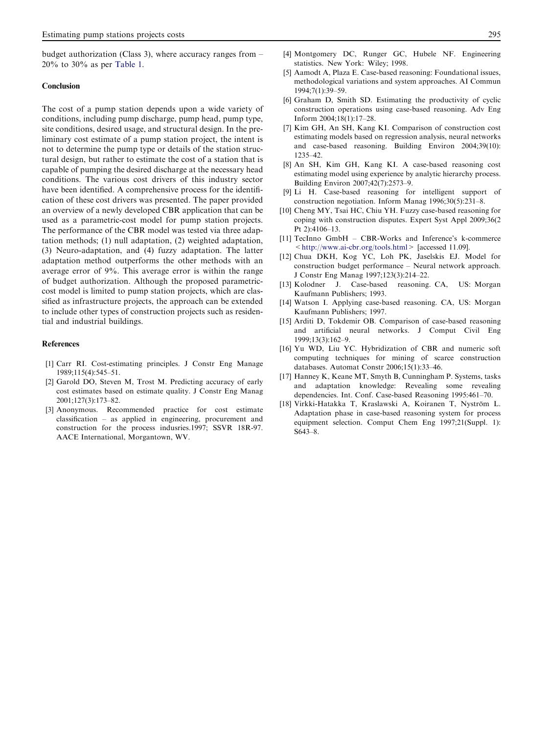budget authorization (Class 3), where accuracy ranges from –20% to 30% as per Table 1.

### Conclusion

The cost of a pump station depends upon a wide variety of conditions, including pump discharge, pump head, pump type, site conditions, desired usage, and structural design. In the preliminary cost estimate of a pump station project, the intent is not to determine the pump type or details of the station structural design, but rather to estimate the cost of a station that is capable of pumping the desired discharge at the necessary head conditions. The various cost drivers of this industry sector have been identified. A comprehensive process for the identification of these cost drivers was presented. The paper provided an overview of a newly developed CBR application that can be used as a parametric-cost model for pump station projects. The performance of the CBR model was tested via three adaptation methods; (1) null adaptation, (2) weighted adaptation, (3) Neuro-adaptation, and (4) fuzzy adaptation. The latter adaptation method outperforms the other methods with an average error of 9%. This average error is within the range of budget authorization. Although the proposed parametric-cost model is limited to pump station projects, which are classified as infrastructure projects, the approach can be extended to include other types of construction projects such as residential and industrial buildings.

### References

[1] Carr RI. Cost-estimating principles. J Constr Eng Manage 1989;115(4):545–51.

[2] Garold DO, Steven M, Trost M. Predicting accuracy of early cost estimates based on estimate quality. J Constr Eng Manag 2001;127(3):173–82.

[3] Anonymous. Recommended practice for cost estimate classification – as applied in engineering, procurement and construction for the process indusries.1997; SSVR 18R-97. AACE International, Morgantown, WV.

[4] Montgomery DC, Runger GC, Hubele NF. Engineering statistics. New York: Wiley; 1998.

[5] Aamodt A, Plaza E. Case-based reasoning: Foundational issues, methodological variations and system approaches. AI Commun 1994;7(1):39–59.

[6] Graham D, Smith SD. Estimating the productivity of cyclic construction operations using case-based reasoning. Adv Eng Inform 2004;18(1):17–28.

[7] Kim GH, An SH, Kang KI. Comparison of construction cost estimating models based on regression analysis, neural networks and case-based reasoning. Building Environ 2004;39(10):1235–42.

[8] An SH, Kim GH, Kang KI. A case-based reasoning cost estimating model using experience by analytic hierarchy process. Building Environ 2007;42(7):2573–9.

[9] Li H. Case-based reasoning for intelligent support of construction negotiation. Inform Manag 1996;30(5):231–8.

[10] Cheng MY, Tsai HC, Chiu YH. Fuzzy case-based reasoning for coping with construction disputes. Expert Syst Appl 2009;36(2 Pt 2):4106–13.

[11] TecInno GmbH – CBR-Works and Inference's k-commerce <http://www.ai-cbr.org/tools.html> [accessed 11.09].

[12] Chua DKH, Kog YC, Loh PK, Jaselskis EJ. Model for construction budget performance – Neural network approach. J Constr Eng Manag 1997;123(3):214–22.

[13] Kolodner J. Case-based reasoning. CA, US: Morgan Kaufmann Publishers; 1993.

[14] Watson I. Applying case-based reasoning. CA, US: Morgan Kaufmann Publishers; 1997.

[15] Arditi D, Tokdemir OB. Comparison of case-based reasoning and artificial neural networks. J Comput Civil Eng 1999;13(3):162–9.

[16] Yu WD, Liu YC. Hybridization of CBR and numeric soft computing techniques for mining of scarce construction databases. Automat Constr 2006;15(1):33–46.

[17] Hanney K, Keane MT, Smyth B, Cunningham P. Systems, tasks and adaptation knowledge: Revealing some revealing dependencies. Int. Conf. Case-based Reasoning 1995:461–70.

[18] Virkki-Hatakka T, Kraslawski A, Koiranen T, Nyström L. Adaptation phase in case-based reasoning system for process equipment selection. Comput Chem Eng 1997;21(Suppl. 1):S643–8.